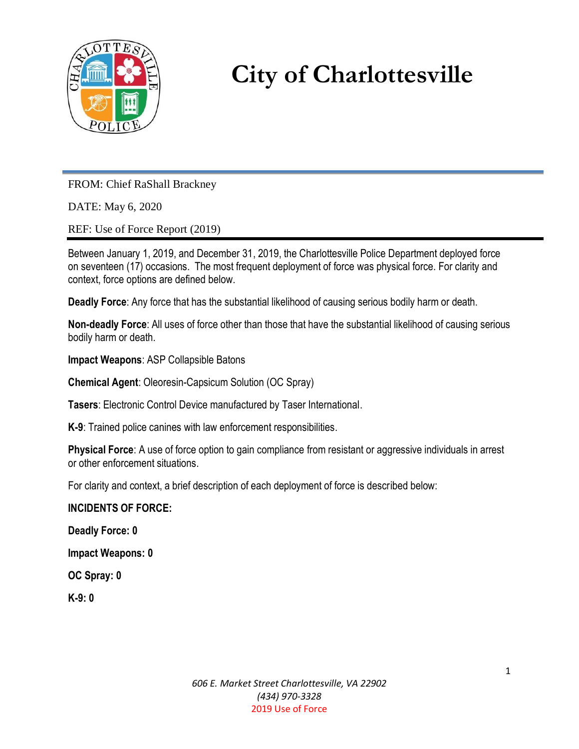# City of Charlottesville

FROM: Chief RaShall Brackney

DATE: May 6, 2020

REF: Use of Force Report (2019)

Between January 1, 2019, and December 31, 2019, the Charlottesville Police Department deployed force on seventeen (17) occasions. The most frequent deployment of force was physical force. For clarity and context, force options are defined below.

**Deadly Force**: Any force that has the substantial likelihood of causing serious bodily harm or death.

**Non-deadly Force**: All uses of force other than those that have the substantial likelihood of causing serious bodily harm or death.

**Impact Weapons**: ASP Collapsible Batons

**Chemical Agent**: Oleoresin-Capscium Solution (OC Spray)

**Tasers**: Electronic Control Device manufactured by Taser International.

**K-9**: Trained police canines with law enforcement responsibilities.

**Physical Force**: A use of force option to gain compliance from resistant or aggressive individuals in arrest or other enforcement situations.

For clarity and context, a brief description of each deployment of force is described below:

**INCIDENTS OF FORCE:**

**Deadly Force: 0**

**Impact Weapons: 0**

**OC Spray: 0**

**K-9: 0**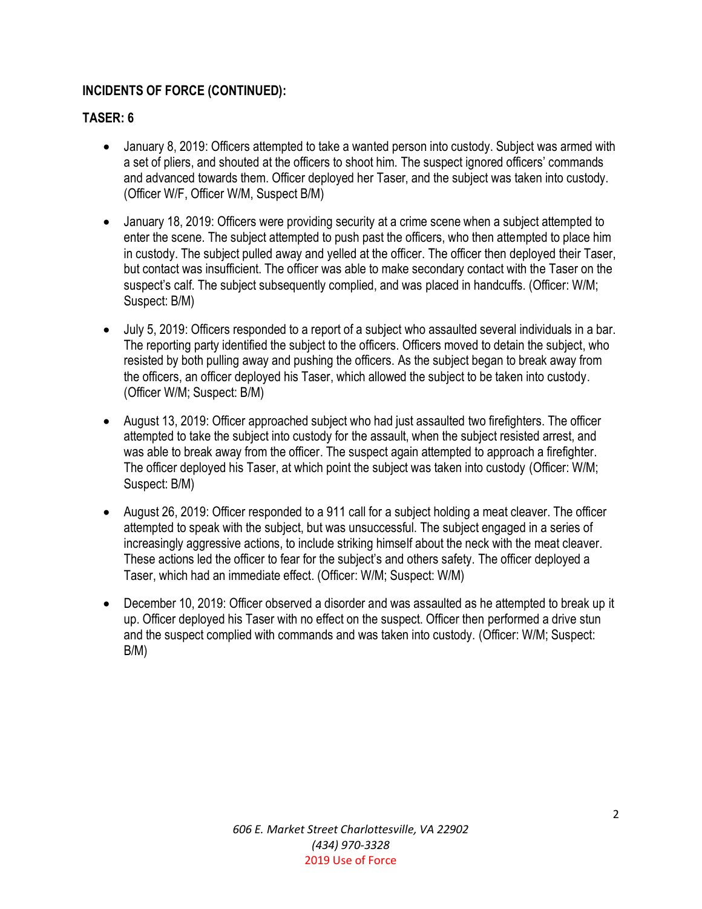**INCIDENTS OF FORCE (CONTINUED):**

**TASER: 6**

- January 8, 2019: Officers attempted to take a wanted person into custody. Subject was armed with a set of pliers, and shouted at the officers to shoot him. The suspect ignored officers' commands and advanced towards them. Officer deployed her Taser, and the subject was taken into custody. (Officer W/F, Officer W/M, Suspect B/M)

- January 18, 2019: Officers were providing security at a crime scene when a subject attempted to enter the scene. The subject attempted to push past the officers, who then attempted to place him in custody. The subject pulled away and yelled at the officer. The officer then deployed their Taser, but contact was insufficient. The officer was able to make secondary contact with the Taser on the suspect's calf. The subject subsequently complied, and was placed in handcuffs. (Officer: W/M; Suspect: B/M)

- July 5, 2019: Officers responded to a report of a subject who assaulted several individuals in a bar. The reporting party identified the subject to the officers. Officers moved to detain the subject, who resisted by both pulling away and pushing the officers. As the subject began to break away from the officers, an officer deployed his Taser, which allowed the subject to be taken into custody. (Officer W/M; Suspect: B/M)

- August 13, 2019: Officer approached subject who had just assaulted two firefighters. The officer attempted to take the subject into custody for the assault, when the subject resisted arrest, and was able to break away from the officer. The suspect again attempted to approach a firefighter. The officer deployed his Taser, at which point the subject was taken into custody (Officer: W/M; Suspect: B/M)

- August 26, 2019: Officer responded to a 911 call for a subject holding a meat cleaver. The officer attempted to speak with the subject, but was unsuccessful. The subject engaged in a series of increasingly aggressive actions, to include striking himself about the neck with the meat cleaver. These actions led the officer to fear for the subject's and others safety. The officer deployed a Taser, which had an immediate effect. (Officer: W/M; Suspect: W/M)

- December 10, 2019: Officer observed a disorder and was assaulted as he attempted to break up it up. Officer deployed his Taser with no effect on the suspect. Officer then performed a drive stun and the suspect complied with commands and was taken into custody. (Officer: W/M; Suspect: B/M)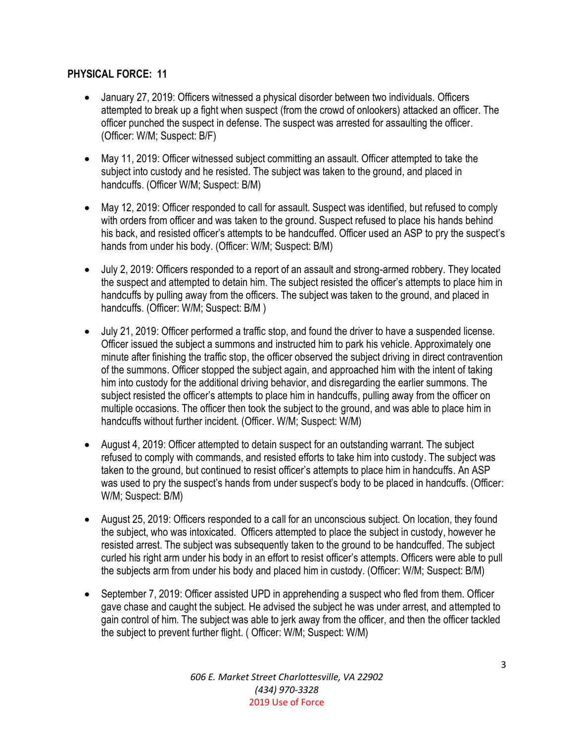**PHYSICAL FORCE: 11**

- January 27, 2019: Officers witnessed a physical disorder between two individuals. Officers attempted to break up a fight when suspect (from the crowd of onlookers) attacked an officer. The officer punched the suspect in defense. The suspect was arrested for assaulting the officer. (Officer: W/M; Suspect: B/F)

- May 11, 2019: Officer witnessed subject committing an assault. Officer attempted to take the subject into custody and he resisted. The subject was taken to the ground, and placed in handcuffs. (Officer W/M; Suspect: B/M)

- May 12, 2019: Officer responded to call for assault. Suspect was identified, but refused to comply with orders from officer and was taken to the ground. Suspect refused to place his hands behind his back, and resisted officer's attempts to be handcuffed. Officer used an ASP to pry the suspect's hands from under his body. (Officer: W/M; Suspect: B/M)

- July 2, 2019: Officers responded to a report of an assault and strong-armed robbery. They located the suspect and attempted to detain him. The subject resisted the officer's attempts to place him in handcuffs by pulling away from the officers. The subject was taken to the ground, and placed in handcuffs. (Officer: W/M; Suspect: B/M )

- July 21, 2019: Officer performed a traffic stop, and found the driver to have a suspended license. Officer issued the subject a summons and instructed him to park his vehicle. Approximately one minute after finishing the traffic stop, the officer observed the subject driving in direct contravention of the summons. Officer stopped the subject again, and approached him with the intent of taking him into custody for the additional driving behavior, and disregarding the earlier summons. The subject resisted the officer's attempts to place him in handcuffs, pulling away from the officer on multiple occasions. The officer then took the subject to the ground, and was able to place him in handcuffs without further incident. (Officer. W/M; Suspect: W/M)

- August 4, 2019: Officer attempted to detain suspect for an outstanding warrant. The subject refused to comply with commands, and resisted efforts to take him into custody. The subject was taken to the ground, but continued to resist officer's attempts to place him in handcuffs. An ASP was used to pry the suspect's hands from under suspect's body to be placed in handcuffs. (Officer: W/M; Suspect: B/M)

- August 25, 2019: Officers responded to a call for an unconscious subject. On location, they found the subject, who was intoxicated. Officers attempted to place the subject in custody, however he resisted arrest. The subject was subsequently taken to the ground to be handcuffed. The subject curled his right arm under his body in an effort to resist officer's attempts. Officers were able to pull the subjects arm from under his body and placed him in custody. (Officer: W/M; Suspect: B/M)

- September 7, 2019: Officer assisted UPD in apprehending a suspect who fled from them. Officer gave chase and caught the subject. He advised the subject he was under arrest, and attempted to gain control of him. The subject was able to jerk away from the officer, and then the officer tackled the subject to prevent further flight. ( Officer: W/M; Suspect: W/M)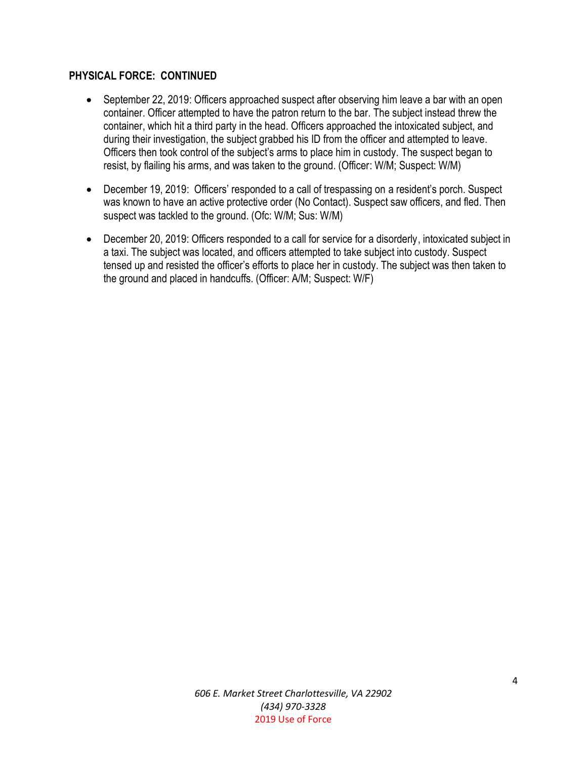**PHYSICAL FORCE: CONTINUED**

- September 22, 2019: Officers approached suspect after observing him leave a bar with an open container. Officer attempted to have the patron return to the bar. The subject instead threw the container, which hit a third party in the head. Officers approached the intoxicated subject, and during their investigation, the subject grabbed his ID from the officer and attempted to leave. Officers then took control of the subject's arms to place him in custody. The suspect began to resist, by flailing his arms, and was taken to the ground. (Officer: W/M; Suspect: W/M)

- December 19, 2019: Officers' responded to a call of trespassing on a resident's porch. Suspect was known to have an active protective order (No Contact). Suspect saw officers, and fled. Then suspect was tackled to the ground. (Ofc: W/M; Sus: W/M)

- December 20, 2019: Officers responded to a call for service for a disorderly, intoxicated subject in a taxi. The subject was located, and officers attempted to take subject into custody. Suspect tensed up and resisted the officer's efforts to place her in custody. The subject was then taken to the ground and placed in handcuffs. (Officer: A/M; Suspect: W/F)